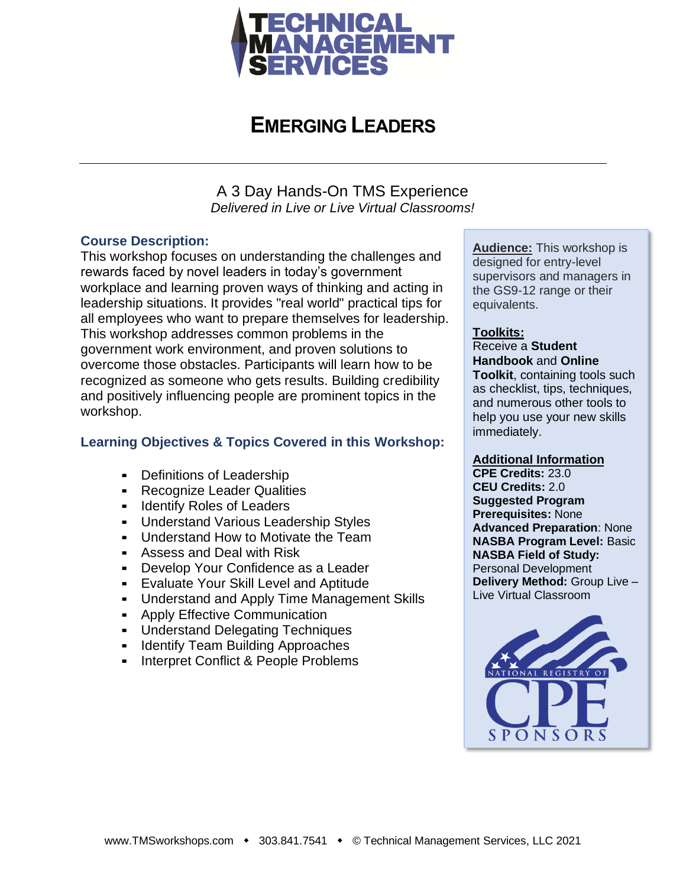# Emerging Leaders

A 3 Day Hands-On TMS Experience
*Delivered in Live or Live Virtual Classrooms!*

## Course Description:

This workshop focuses on understanding the challenges and rewards faced by novel leaders in today's government workplace and learning proven ways of thinking and acting in leadership situations. It provides "real world" practical tips for all employees who want to prepare themselves for leadership. This workshop addresses common problems in the government work environment, and proven solutions to overcome those obstacles. Participants will learn how to be recognized as someone who gets results. Building credibility and positively influencing people are prominent topics in the workshop.

## Learning Objectives & Topics Covered in this Workshop:

- Definitions of Leadership
- Recognize Leader Qualities
- Identify Roles of Leaders
- Understand Various Leadership Styles
- Understand How to Motivate the Team
- Assess and Deal with Risk
- Develop Your Confidence as a Leader
- Evaluate Your Skill Level and Aptitude
- Understand and Apply Time Management Skills
- Apply Effective Communication
- Understand Delegating Techniques
- Identify Team Building Approaches
- Interpret Conflict & People Problems

**Audience:** This workshop is designed for entry-level supervisors and managers in the GS9-12 range or their equivalents.

**Toolkits:**
Receive a **Student Handbook** and **Online Toolkit**, containing tools such as checklist, tips, techniques, and numerous other tools to help you use your new skills immediately.

**Additional Information**
**CPE Credits:** 23.0
**CEU Credits:** 2.0
**Suggested Program Prerequisites:** None
**Advanced Preparation**: None
**NASBA Program Level:** Basic
**NASBA Field of Study:** Personal Development
**Delivery Method:** Group Live – Live Virtual Classroom

www.TMSworkshops.com ◆ 303.841.7541 ◆ © Technical Management Services, LLC 2021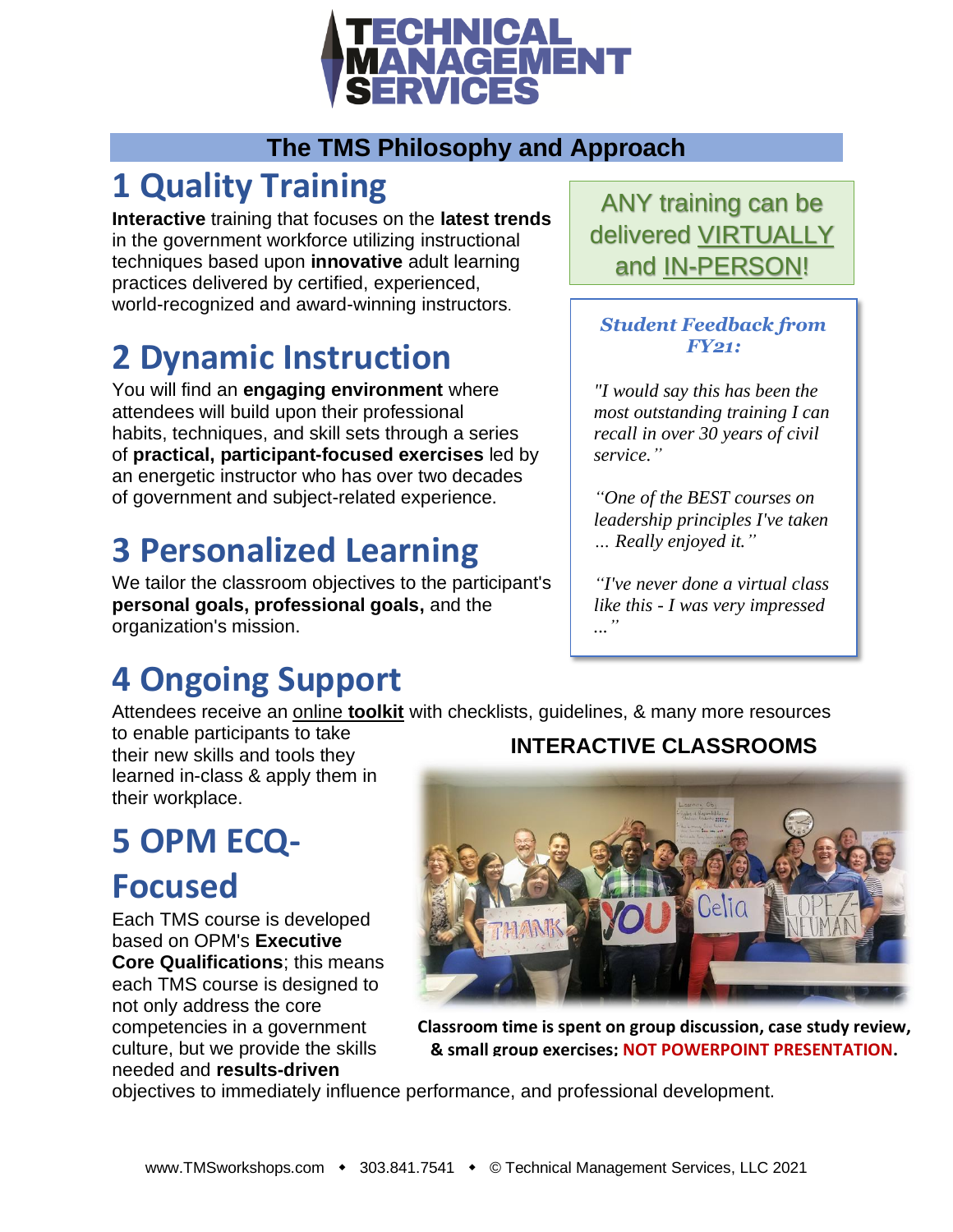**TECHNICAL MANAGEMENT SERVICES**

## The TMS Philosophy and Approach

# 1 Quality Training

**Interactive** training that focuses on the **latest trends** in the government workforce utilizing instructional techniques based upon **innovative** adult learning practices delivered by certified, experienced, world-recognized and award-winning instructors.

# 2 Dynamic Instruction

You will find an **engaging environment** where attendees will build upon their professional habits, techniques, and skill sets through a series of **practical, participant-focused exercises** led by an energetic instructor who has over two decades of government and subject-related experience.

# 3 Personalized Learning

We tailor the classroom objectives to the participant's **personal goals, professional goals,** and the organization's mission.

ANY training can be delivered VIRTUALLY and IN-PERSON!

***Student Feedback from FY21:***

*"I would say this has been the most outstanding training I can recall in over 30 years of civil service."*

*"One of the BEST courses on leadership principles I've taken ... Really enjoyed it."*

*"I've never done a virtual class like this - I was very impressed ..."*

# 4 Ongoing Support

Attendees receive an online **toolkit** with checklists, guidelines, & many more resources to enable participants to take their new skills and tools they learned in-class & apply them in their workplace.

# 5 OPM ECQ-Focused

Each TMS course is developed based on OPM's **Executive Core Qualifications**; this means each TMS course is designed to not only address the core competencies in a government culture, but we provide the skills needed and **results-driven** objectives to immediately influence performance, and professional development.

**INTERACTIVE CLASSROOMS**

**Classroom time is spent on group discussion, case study review, & small group exercises; NOT POWERPOINT PRESENTATION.**

www.TMSworkshops.com • 303.841.7541 • © Technical Management Services, LLC 2021